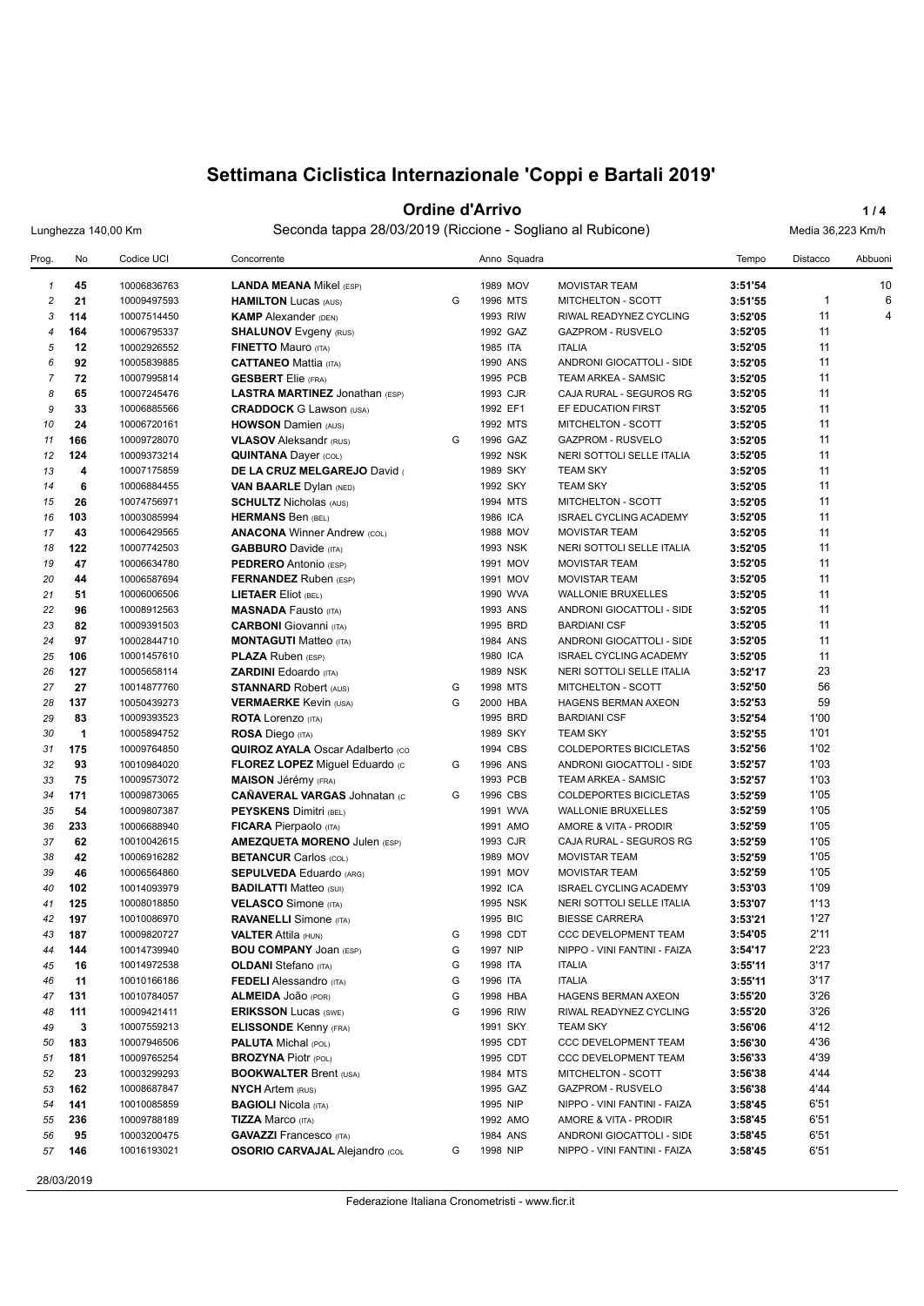# Settimana Ciclistica Internazionale 'Coppi e Bartali 2019'

## Ordine d'Arrivo

Lunghezza 140,00 Km — Seconda tappa 28/03/2019 (Riccione - Sogliano al Rubicone) — Media 36,223 Km/h

| Prog. | No | Codice UCI | Concorrente | | Anno | Squadra | | Tempo | Distacco | Abbuoni |
|---|---|---|---|---|---|---|---|---|---|---|
| 1 | 45 | 10006836763 | **LANDA MEANA** Mikel (ESP) | | 1989 | MOV | MOVISTAR TEAM | 3:51'54 | | 10 |
| 2 | 21 | 10009497593 | **HAMILTON** Lucas (AUS) | G | 1996 | MTS | MITCHELTON - SCOTT | 3:51'55 | 1 | 6 |
| 3 | 114 | 10007514450 | **KAMP** Alexander (DEN) | | 1993 | RIW | RIWAL READYNEZ CYCLING | 3:52'05 | 11 | 4 |
| 4 | 164 | 10006795337 | **SHALUNOV** Evgeny (RUS) | | 1992 | GAZ | GAZPROM - RUSVELO | 3:52'05 | 11 | |
| 5 | 12 | 10002926552 | **FINETTO** Mauro (ITA) | | 1985 | ITA | ITALIA | 3:52'05 | 11 | |
| 6 | 92 | 10005839885 | **CATTANEO** Mattia (ITA) | | 1990 | ANS | ANDRONI GIOCATTOLI - SIDE | 3:52'05 | 11 | |
| 7 | 72 | 10007995814 | **GESBERT** Elie (FRA) | | 1995 | PCB | TEAM ARKEA - SAMSIC | 3:52'05 | 11 | |
| 8 | 65 | 10007245476 | **LASTRA MARTINEZ** Jonathan (ESP) | | 1993 | CJR | CAJA RURAL - SEGUROS RG | 3:52'05 | 11 | |
| 9 | 33 | 10006885566 | **CRADDOCK** G Lawson (USA) | | 1992 | EF1 | EF EDUCATION FIRST | 3:52'05 | 11 | |
| 10 | 24 | 10006720161 | **HOWSON** Damien (AUS) | | 1992 | MTS | MITCHELTON - SCOTT | 3:52'05 | 11 | |
| 11 | 166 | 10009728070 | **VLASOV** Aleksandr (RUS) | G | 1996 | GAZ | GAZPROM - RUSVELO | 3:52'05 | 11 | |
| 12 | 124 | 10009373214 | **QUINTANA** Dayer (COL) | | 1992 | NSK | NERI SOTTOLI SELLE ITALIA | 3:52'05 | 11 | |
| 13 | 4 | 10007175859 | **DE LA CRUZ MELGAREJO** David ( | | 1989 | SKY | TEAM SKY | 3:52'05 | 11 | |
| 14 | 6 | 10006884455 | **VAN BAARLE** Dylan (NED) | | 1992 | SKY | TEAM SKY | 3:52'05 | 11 | |
| 15 | 26 | 10074756971 | **SCHULTZ** Nicholas (AUS) | | 1994 | MTS | MITCHELTON - SCOTT | 3:52'05 | 11 | |
| 16 | 103 | 10003085994 | **HERMANS** Ben (BEL) | | 1986 | ICA | ISRAEL CYCLING ACADEMY | 3:52'05 | 11 | |
| 17 | 43 | 10006429565 | **ANACONA** Winner Andrew (COL) | | 1988 | MOV | MOVISTAR TEAM | 3:52'05 | 11 | |
| 18 | 122 | 10007742503 | **GABBURO** Davide (ITA) | | 1993 | NSK | NERI SOTTOLI SELLE ITALIA | 3:52'05 | 11 | |
| 19 | 47 | 10006634780 | **PEDRERO** Antonio (ESP) | | 1991 | MOV | MOVISTAR TEAM | 3:52'05 | 11 | |
| 20 | 44 | 10006587694 | **FERNANDEZ** Ruben (ESP) | | 1991 | MOV | MOVISTAR TEAM | 3:52'05 | 11 | |
| 21 | 51 | 10006006506 | **LIETAER** Eliot (BEL) | | 1990 | WVA | WALLONIE BRUXELLES | 3:52'05 | 11 | |
| 22 | 96 | 10008912563 | **MASNADA** Fausto (ITA) | | 1993 | ANS | ANDRONI GIOCATTOLI - SIDE | 3:52'05 | 11 | |
| 23 | 82 | 10009391503 | **CARBONI** Giovanni (ITA) | | 1995 | BRD | BARDIANI CSF | 3:52'05 | 11 | |
| 24 | 97 | 10002844710 | **MONTAGUTI** Matteo (ITA) | | 1984 | ANS | ANDRONI GIOCATTOLI - SIDE | 3:52'05 | 11 | |
| 25 | 106 | 10001457610 | **PLAZA** Ruben (ESP) | | 1980 | ICA | ISRAEL CYCLING ACADEMY | 3:52'05 | 11 | |
| 26 | 127 | 10005658114 | **ZARDINI** Edoardo (ITA) | | 1989 | NSK | NERI SOTTOLI SELLE ITALIA | 3:52'17 | 23 | |
| 27 | 27 | 10014877760 | **STANNARD** Robert (AUS) | G | 1998 | MTS | MITCHELTON - SCOTT | 3:52'50 | 56 | |
| 28 | 137 | 10050439273 | **VERMAERKE** Kevin (USA) | G | 2000 | HBA | HAGENS BERMAN AXEON | 3:52'53 | 59 | |
| 29 | 83 | 10009393523 | **ROTA** Lorenzo (ITA) | | 1995 | BRD | BARDIANI CSF | 3:52'54 | 1'00 | |
| 30 | 1 | 10005894752 | **ROSA** Diego (ITA) | | 1989 | SKY | TEAM SKY | 3:52'55 | 1'01 | |
| 31 | 175 | 10009764850 | **QUIROZ AYALA** Oscar Adalberto (CO | | 1994 | CBS | COLDEPORTES BICICLETAS | 3:52'56 | 1'02 | |
| 32 | 93 | 10010984020 | **FLOREZ LOPEZ** Miguel Eduardo (C | G | 1996 | ANS | ANDRONI GIOCATTOLI - SIDE | 3:52'57 | 1'03 | |
| 33 | 75 | 10009573072 | **MAISON** Jérémy (FRA) | | 1993 | PCB | TEAM ARKEA - SAMSIC | 3:52'57 | 1'03 | |
| 34 | 171 | 10009873065 | **CAÑAVERAL VARGAS** Johnatan (C | G | 1996 | CBS | COLDEPORTES BICICLETAS | 3:52'59 | 1'05 | |
| 35 | 54 | 10009807387 | **PEYSKENS** Dimitri (BEL) | | 1991 | WVA | WALLONIE BRUXELLES | 3:52'59 | 1'05 | |
| 36 | 233 | 10006688940 | **FICARA** Pierpaolo (ITA) | | 1991 | AMO | AMORE & VITA - PRODIR | 3:52'59 | 1'05 | |
| 37 | 62 | 10010042615 | **AMEZQUETA MORENO** Julen (ESP) | | 1993 | CJR | CAJA RURAL - SEGUROS RG | 3:52'59 | 1'05 | |
| 38 | 42 | 10006916282 | **BETANCUR** Carlos (COL) | | 1989 | MOV | MOVISTAR TEAM | 3:52'59 | 1'05 | |
| 39 | 46 | 10006564860 | **SEPULVEDA** Eduardo (ARG) | | 1991 | MOV | MOVISTAR TEAM | 3:52'59 | 1'05 | |
| 40 | 102 | 10014093979 | **BADILATTI** Matteo (SUI) | | 1992 | ICA | ISRAEL CYCLING ACADEMY | 3:53'03 | 1'09 | |
| 41 | 125 | 10008018850 | **VELASCO** Simone (ITA) | | 1995 | NSK | NERI SOTTOLI SELLE ITALIA | 3:53'07 | 1'13 | |
| 42 | 197 | 10010086970 | **RAVANELLI** Simone (ITA) | | 1995 | BIC | BIESSE CARRERA | 3:53'21 | 1'27 | |
| 43 | 187 | 10009820727 | **VALTER** Attila (HUN) | G | 1998 | CDT | CCC DEVELOPMENT TEAM | 3:54'05 | 2'11 | |
| 44 | 144 | 10014739940 | **BOU COMPANY** Joan (ESP) | G | 1997 | NIP | NIPPO - VINI FANTINI - FAIZA | 3:54'17 | 2'23 | |
| 45 | 16 | 10014972538 | **OLDANI** Stefano (ITA) | G | 1998 | ITA | ITALIA | 3:55'11 | 3'17 | |
| 46 | 11 | 10010166186 | **FEDELI** Alessandro (ITA) | G | 1996 | ITA | ITALIA | 3:55'11 | 3'17 | |
| 47 | 131 | 10010784057 | **ALMEIDA** João (POR) | G | 1998 | HBA | HAGENS BERMAN AXEON | 3:55'20 | 3'26 | |
| 48 | 111 | 10009421411 | **ERIKSSON** Lucas (SWE) | G | 1996 | RIW | RIWAL READYNEZ CYCLING | 3:55'20 | 3'26 | |
| 49 | 3 | 10007559213 | **ELISSONDE** Kenny (FRA) | | 1991 | SKY | TEAM SKY | 3:56'06 | 4'12 | |
| 50 | 183 | 10007946506 | **PALUTA** Michal (POL) | | 1995 | CDT | CCC DEVELOPMENT TEAM | 3:56'30 | 4'36 | |
| 51 | 181 | 10009765254 | **BROZYNA** Piotr (POL) | | 1995 | CDT | CCC DEVELOPMENT TEAM | 3:56'33 | 4'39 | |
| 52 | 23 | 10003299293 | **BOOKWALTER** Brent (USA) | | 1984 | MTS | MITCHELTON - SCOTT | 3:56'38 | 4'44 | |
| 53 | 162 | 10008687847 | **NYCH** Artem (RUS) | | 1995 | GAZ | GAZPROM - RUSVELO | 3:56'38 | 4'44 | |
| 54 | 141 | 10010085859 | **BAGIOLI** Nicola (ITA) | | 1995 | NIP | NIPPO - VINI FANTINI - FAIZA | 3:58'45 | 6'51 | |
| 55 | 236 | 10009788189 | **TIZZA** Marco (ITA) | | 1992 | AMO | AMORE & VITA - PRODIR | 3:58'45 | 6'51 | |
| 56 | 95 | 10003200475 | **GAVAZZI** Francesco (ITA) | | 1984 | ANS | ANDRONI GIOCATTOLI - SIDE | 3:58'45 | 6'51 | |
| 57 | 146 | 10016193021 | **OSORIO CARVAJAL** Alejandro (COL | G | 1998 | NIP | NIPPO - VINI FANTINI - FAIZA | 3:58'45 | 6'51 | |

28/03/2019

Federazione Italiana Cronometristi - www.ficr.it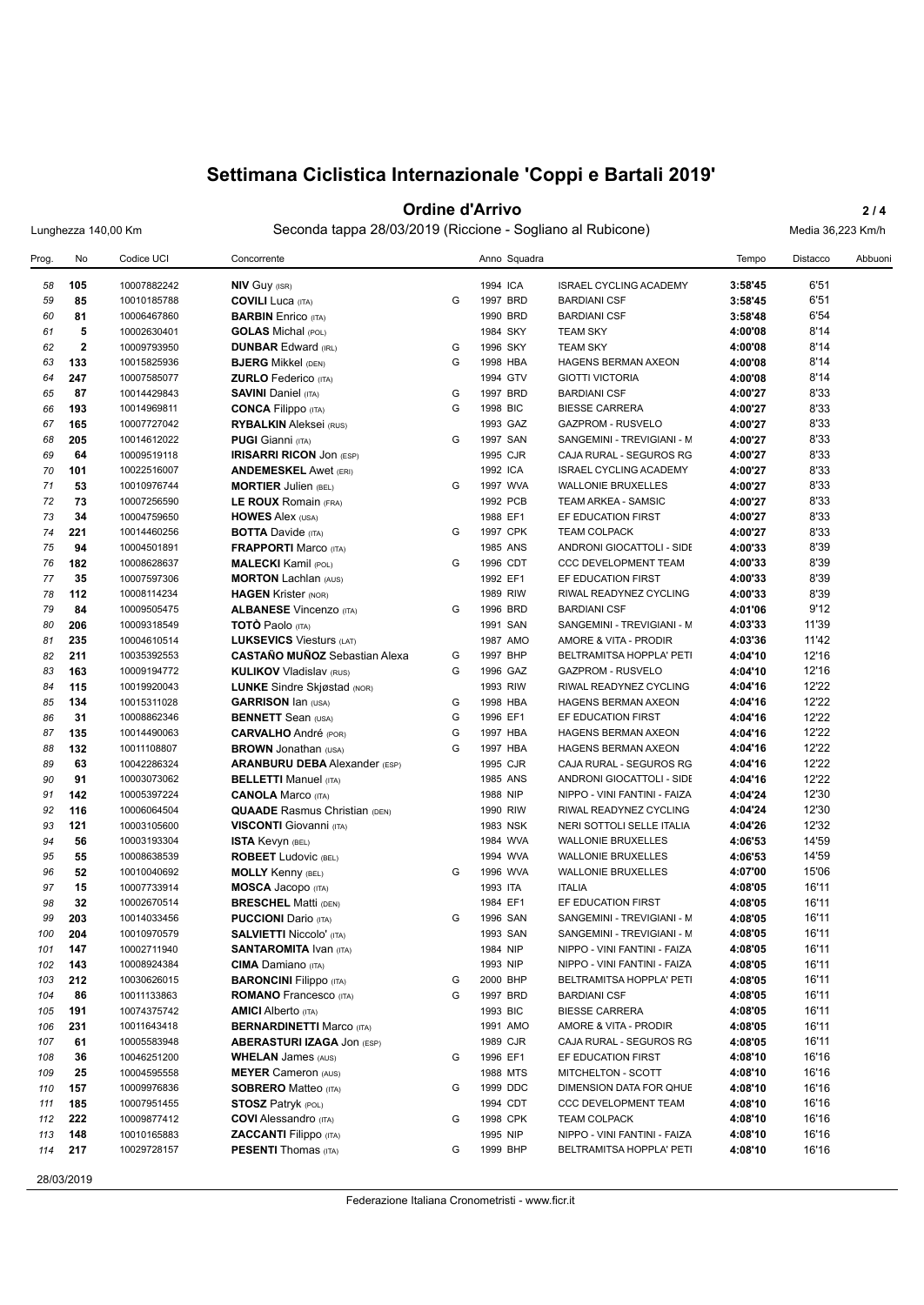# Settimana Ciclistica Internazionale 'Coppi e Bartali 2019'

## Ordine d'Arrivo

Lunghezza 140,00 Km — Seconda tappa 28/03/2019 (Riccione - Sogliano al Rubicone) — Media 36,223 Km/h

| Prog. | No | Codice UCI | Concorrente | | Anno | Squadra | | Tempo | Distacco | Abbuoni |
|---|---|---|---|---|---|---|---|---|---|---|
| 58 | 105 | 10007882242 | **NIV** Guy (ISR) | | 1994 | ICA | ISRAEL CYCLING ACADEMY | **3:58'45** | 6'51 | |
| 59 | 85 | 10010185788 | **COVILI** Luca (ITA) | G | 1997 | BRD | BARDIANI CSF | **3:58'45** | 6'51 | |
| 60 | 81 | 10006467860 | **BARBIN** Enrico (ITA) | | 1990 | BRD | BARDIANI CSF | **3:58'48** | 6'54 | |
| 61 | 5 | 10002630401 | **GOLAS** Michal (POL) | | 1984 | SKY | TEAM SKY | **4:00'08** | 8'14 | |
| 62 | 2 | 10009793950 | **DUNBAR** Edward (IRL) | G | 1996 | SKY | TEAM SKY | **4:00'08** | 8'14 | |
| 63 | 133 | 10015825936 | **BJERG** Mikkel (DEN) | G | 1998 | HBA | HAGENS BERMAN AXEON | **4:00'08** | 8'14 | |
| 64 | 247 | 10007585077 | **ZURLO** Federico (ITA) | | 1994 | GTV | GIOTTI VICTORIA | **4:00'08** | 8'14 | |
| 65 | 87 | 10014429843 | **SAVINI** Daniel (ITA) | G | 1997 | BRD | BARDIANI CSF | **4:00'27** | 8'33 | |
| 66 | 193 | 10014969811 | **CONCA** Filippo (ITA) | G | 1998 | BIC | BIESSE CARRERA | **4:00'27** | 8'33 | |
| 67 | 165 | 10007727042 | **RYBALKIN** Aleksei (RUS) | | 1993 | GAZ | GAZPROM - RUSVELO | **4:00'27** | 8'33 | |
| 68 | 205 | 10014612022 | **PUGI** Gianni (ITA) | G | 1997 | SAN | SANGEMINI - TREVIGIANI - M | **4:00'27** | 8'33 | |
| 69 | 64 | 10009519118 | **IRISARRI RICON** Jon (ESP) | | 1995 | CJR | CAJA RURAL - SEGUROS RG | **4:00'27** | 8'33 | |
| 70 | 101 | 10022516007 | **ANDEMESKEL** Awet (ERI) | | 1992 | ICA | ISRAEL CYCLING ACADEMY | **4:00'27** | 8'33 | |
| 71 | 53 | 10010976744 | **MORTIER** Julien (BEL) | G | 1997 | WVA | WALLONIE BRUXELLES | **4:00'27** | 8'33 | |
| 72 | 73 | 10007256590 | **LE ROUX** Romain (FRA) | | 1992 | PCB | TEAM ARKEA - SAMSIC | **4:00'27** | 8'33 | |
| 73 | 34 | 10004759650 | **HOWES** Alex (USA) | | 1988 | EF1 | EF EDUCATION FIRST | **4:00'27** | 8'33 | |
| 74 | 221 | 10014460256 | **BOTTA** Davide (ITA) | G | 1997 | CPK | TEAM COLPACK | **4:00'27** | 8'33 | |
| 75 | 94 | 10004501891 | **FRAPPORTI** Marco (ITA) | | 1985 | ANS | ANDRONI GIOCATTOLI - SIDE | **4:00'33** | 8'39 | |
| 76 | 182 | 10008628637 | **MALECKI** Kamil (POL) | G | 1996 | CDT | CCC DEVELOPMENT TEAM | **4:00'33** | 8'39 | |
| 77 | 35 | 10007597306 | **MORTON** Lachlan (AUS) | | 1992 | EF1 | EF EDUCATION FIRST | **4:00'33** | 8'39 | |
| 78 | 112 | 10008114234 | **HAGEN** Krister (NOR) | | 1989 | RIW | RIWAL READYNEZ CYCLING | **4:00'33** | 8'39 | |
| 79 | 84 | 10009505475 | **ALBANESE** Vincenzo (ITA) | G | 1996 | BRD | BARDIANI CSF | **4:01'06** | 9'12 | |
| 80 | 206 | 10009318549 | **TOTÒ** Paolo (ITA) | | 1991 | SAN | SANGEMINI - TREVIGIANI - M | **4:03'33** | 11'39 | |
| 81 | 235 | 10004610514 | **LUKSEVICS** Viesturs (LAT) | | 1987 | AMO | AMORE & VITA - PRODIR | **4:03'36** | 11'42 | |
| 82 | 211 | 10035392553 | **CASTAÑO MUÑOZ** Sebastian Alexa | G | 1997 | BHP | BELTRAMITSA HOPPLA' PETI | **4:04'10** | 12'16 | |
| 83 | 163 | 10009194772 | **KULIKOV** Vladislav (RUS) | G | 1996 | GAZ | GAZPROM - RUSVELO | **4:04'10** | 12'16 | |
| 84 | 115 | 10019920043 | **LUNKE** Sindre Skjøstad (NOR) | | 1993 | RIW | RIWAL READYNEZ CYCLING | **4:04'16** | 12'22 | |
| 85 | 134 | 10015311028 | **GARRISON** Ian (USA) | G | 1998 | HBA | HAGENS BERMAN AXEON | **4:04'16** | 12'22 | |
| 86 | 31 | 10008862346 | **BENNETT** Sean (USA) | G | 1996 | EF1 | EF EDUCATION FIRST | **4:04'16** | 12'22 | |
| 87 | 135 | 10014490063 | **CARVALHO** André (POR) | G | 1997 | HBA | HAGENS BERMAN AXEON | **4:04'16** | 12'22 | |
| 88 | 132 | 10011108807 | **BROWN** Jonathan (USA) | G | 1997 | HBA | HAGENS BERMAN AXEON | **4:04'16** | 12'22 | |
| 89 | 63 | 10042286324 | **ARANBURU DEBA** Alexander (ESP) | | 1995 | CJR | CAJA RURAL - SEGUROS RG | **4:04'16** | 12'22 | |
| 90 | 91 | 10003073062 | **BELLETTI** Manuel (ITA) | | 1985 | ANS | ANDRONI GIOCATTOLI - SIDE | **4:04'16** | 12'22 | |
| 91 | 142 | 10005397224 | **CANOLA** Marco (ITA) | | 1988 | NIP | NIPPO - VINI FANTINI - FAIZA | **4:04'24** | 12'30 | |
| 92 | 116 | 10006064504 | **QUAADE** Rasmus Christian (DEN) | | 1990 | RIW | RIWAL READYNEZ CYCLING | **4:04'24** | 12'30 | |
| 93 | 121 | 10003105600 | **VISCONTI** Giovanni (ITA) | | 1983 | NSK | NERI SOTTOLI SELLE ITALIA | **4:04'26** | 12'32 | |
| 94 | 56 | 10003193304 | **ISTA** Kevyn (BEL) | | 1984 | WVA | WALLONIE BRUXELLES | **4:06'53** | 14'59 | |
| 95 | 55 | 10008638539 | **ROBEET** Ludovic (BEL) | | 1994 | WVA | WALLONIE BRUXELLES | **4:06'53** | 14'59 | |
| 96 | 52 | 10010040692 | **MOLLY** Kenny (BEL) | G | 1996 | WVA | WALLONIE BRUXELLES | **4:07'00** | 15'06 | |
| 97 | 15 | 10007733914 | **MOSCA** Jacopo (ITA) | | 1993 | ITA | ITALIA | **4:08'05** | 16'11 | |
| 98 | 32 | 10002670514 | **BRESCHEL** Matti (DEN) | | 1984 | EF1 | EF EDUCATION FIRST | **4:08'05** | 16'11 | |
| 99 | 203 | 10014033456 | **PUCCIONI** Dario (ITA) | G | 1996 | SAN | SANGEMINI - TREVIGIANI - M | **4:08'05** | 16'11 | |
| 100 | 204 | 10010970579 | **SALVIETTI** Niccolo' (ITA) | | 1993 | SAN | SANGEMINI - TREVIGIANI - M | **4:08'05** | 16'11 | |
| 101 | 147 | 10002711940 | **SANTAROMITA** Ivan (ITA) | | 1984 | NIP | NIPPO - VINI FANTINI - FAIZA | **4:08'05** | 16'11 | |
| 102 | 143 | 10008924384 | **CIMA** Damiano (ITA) | | 1993 | NIP | NIPPO - VINI FANTINI - FAIZA | **4:08'05** | 16'11 | |
| 103 | 212 | 10030626015 | **BARONCINI** Filippo (ITA) | G | 2000 | BHP | BELTRAMITSA HOPPLA' PETI | **4:08'05** | 16'11 | |
| 104 | 86 | 10011133863 | **ROMANO** Francesco (ITA) | G | 1997 | BRD | BARDIANI CSF | **4:08'05** | 16'11 | |
| 105 | 191 | 10074375742 | **AMICI** Alberto (ITA) | | 1993 | BIC | BIESSE CARRERA | **4:08'05** | 16'11 | |
| 106 | 231 | 10011643418 | **BERNARDINETTI** Marco (ITA) | | 1991 | AMO | AMORE & VITA - PRODIR | **4:08'05** | 16'11 | |
| 107 | 61 | 10005583948 | **ABERASTURI IZAGA** Jon (ESP) | | 1989 | CJR | CAJA RURAL - SEGUROS RG | **4:08'05** | 16'11 | |
| 108 | 36 | 10046251200 | **WHELAN** James (AUS) | G | 1996 | EF1 | EF EDUCATION FIRST | **4:08'10** | 16'16 | |
| 109 | 25 | 10004595558 | **MEYER** Cameron (AUS) | | 1988 | MTS | MITCHELTON - SCOTT | **4:08'10** | 16'16 | |
| 110 | 157 | 10009976836 | **SOBRERO** Matteo (ITA) | G | 1999 | DDC | DIMENSION DATA FOR QHUE | **4:08'10** | 16'16 | |
| 111 | 185 | 10007951455 | **STOSZ** Patryk (POL) | | 1994 | CDT | CCC DEVELOPMENT TEAM | **4:08'10** | 16'16 | |
| 112 | 222 | 10009877412 | **COVI** Alessandro (ITA) | G | 1998 | CPK | TEAM COLPACK | **4:08'10** | 16'16 | |
| 113 | 148 | 10010165883 | **ZACCANTI** Filippo (ITA) | | 1995 | NIP | NIPPO - VINI FANTINI - FAIZA | **4:08'10** | 16'16 | |
| 114 | 217 | 10029728157 | **PESENTI** Thomas (ITA) | G | 1999 | BHP | BELTRAMITSA HOPPLA' PETI | **4:08'10** | 16'16 | |

28/03/2019

Federazione Italiana Cronometristi - www.ficr.it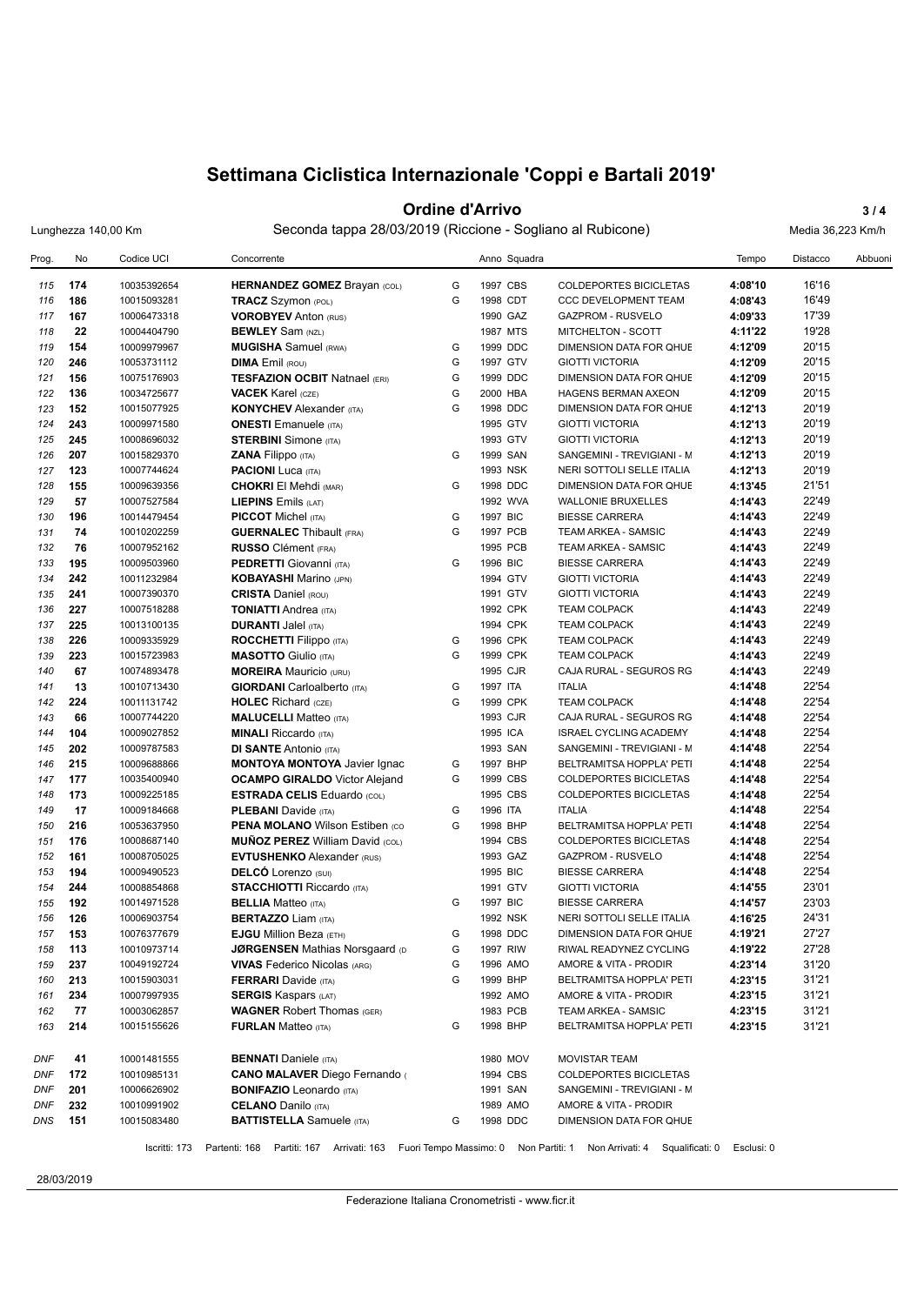# Settimana Ciclistica Internazionale 'Coppi e Bartali 2019'

## Ordine d'Arrivo

Lunghezza 140,00 Km — Seconda tappa 28/03/2019 (Riccione - Sogliano al Rubicone) — Media 36,223 Km/h

| Prog. | No | Codice UCI | Concorrente | | Anno | Squadra | | Tempo | Distacco | Abbuoni |
|---|---|---|---|---|---|---|---|---|---|---|
| 115 | 174 | 10035392654 | **HERNANDEZ GOMEZ** Brayan (COL) | G | 1997 | CBS | COLDEPORTES BICICLETAS | 4:08'10 | 16'16 | |
| 116 | 186 | 10015093281 | **TRACZ** Szymon (POL) | G | 1998 | CDT | CCC DEVELOPMENT TEAM | 4:08'43 | 16'49 | |
| 117 | 167 | 10006473318 | **VOROBYEV** Anton (RUS) | | 1990 | GAZ | GAZPROM - RUSVELO | 4:09'33 | 17'39 | |
| 118 | 22 | 10004404790 | **BEWLEY** Sam (NZL) | | 1987 | MTS | MITCHELTON - SCOTT | 4:11'22 | 19'28 | |
| 119 | 154 | 10009979967 | **MUGISHA** Samuel (RWA) | G | 1999 | DDC | DIMENSION DATA FOR QHUE | 4:12'09 | 20'15 | |
| 120 | 246 | 10053731112 | **DIMA** Emil (ROU) | G | 1997 | GTV | GIOTTI VICTORIA | 4:12'09 | 20'15 | |
| 121 | 156 | 10075176903 | **TESFAZION OCBIT** Natnael (ERI) | G | 1999 | DDC | DIMENSION DATA FOR QHUE | 4:12'09 | 20'15 | |
| 122 | 136 | 10034725677 | **VACEK** Karel (CZE) | G | 2000 | HBA | HAGENS BERMAN AXEON | 4:12'09 | 20'15 | |
| 123 | 152 | 10015077925 | **KONYCHEV** Alexander (ITA) | G | 1998 | DDC | DIMENSION DATA FOR QHUE | 4:12'13 | 20'19 | |
| 124 | 243 | 10009971580 | **ONESTI** Emanuele (ITA) | | 1995 | GTV | GIOTTI VICTORIA | 4:12'13 | 20'19 | |
| 125 | 245 | 10008696032 | **STERBINI** Simone (ITA) | | 1993 | GTV | GIOTTI VICTORIA | 4:12'13 | 20'19 | |
| 126 | 207 | 10015829370 | **ZANA** Filippo (ITA) | G | 1999 | SAN | SANGEMINI - TREVIGIANI - M | 4:12'13 | 20'19 | |
| 127 | 123 | 10007744624 | **PACIONI** Luca (ITA) | | 1993 | NSK | NERI SOTTOLI SELLE ITALIA | 4:12'13 | 20'19 | |
| 128 | 155 | 10009639356 | **CHOKRI** El Mehdi (MAR) | G | 1998 | DDC | DIMENSION DATA FOR QHUE | 4:13'45 | 21'51 | |
| 129 | 57 | 10007527584 | **LIEPINS** Emils (LAT) | | 1992 | WVA | WALLONIE BRUXELLES | 4:14'43 | 22'49 | |
| 130 | 196 | 10014479454 | **PICCOT** Michel (ITA) | G | 1997 | BIC | BIESSE CARRERA | 4:14'43 | 22'49 | |
| 131 | 74 | 10010202259 | **GUERNALEC** Thibault (FRA) | G | 1997 | PCB | TEAM ARKEA - SAMSIC | 4:14'43 | 22'49 | |
| 132 | 76 | 10007952162 | **RUSSO** Clément (FRA) | | 1995 | PCB | TEAM ARKEA - SAMSIC | 4:14'43 | 22'49 | |
| 133 | 195 | 10009503960 | **PEDRETTI** Giovanni (ITA) | G | 1996 | BIC | BIESSE CARRERA | 4:14'43 | 22'49 | |
| 134 | 242 | 10011232984 | **KOBAYASHI** Marino (JPN) | | 1994 | GTV | GIOTTI VICTORIA | 4:14'43 | 22'49 | |
| 135 | 241 | 10007390370 | **CRISTA** Daniel (ROU) | | 1991 | GTV | GIOTTI VICTORIA | 4:14'43 | 22'49 | |
| 136 | 227 | 10007518288 | **TONIATTI** Andrea (ITA) | | 1992 | CPK | TEAM COLPACK | 4:14'43 | 22'49 | |
| 137 | 225 | 10013100135 | **DURANTI** Jalel (ITA) | | 1994 | CPK | TEAM COLPACK | 4:14'43 | 22'49 | |
| 138 | 226 | 10009335929 | **ROCCHETTI** Filippo (ITA) | G | 1996 | CPK | TEAM COLPACK | 4:14'43 | 22'49 | |
| 139 | 223 | 10015723983 | **MASOTTO** Giulio (ITA) | G | 1999 | CPK | TEAM COLPACK | 4:14'43 | 22'49 | |
| 140 | 67 | 10074893478 | **MOREIRA** Mauricio (URU) | | 1995 | CJR | CAJA RURAL - SEGUROS RG | 4:14'43 | 22'49 | |
| 141 | 13 | 10010713430 | **GIORDANI** Carloalberto (ITA) | G | 1997 | ITA | ITALIA | 4:14'48 | 22'54 | |
| 142 | 224 | 10011131742 | **HOLEC** Richard (CZE) | G | 1999 | CPK | TEAM COLPACK | 4:14'48 | 22'54 | |
| 143 | 66 | 10007744220 | **MALUCELLI** Matteo (ITA) | | 1993 | CJR | CAJA RURAL - SEGUROS RG | 4:14'48 | 22'54 | |
| 144 | 104 | 10009027852 | **MINALI** Riccardo (ITA) | | 1995 | ICA | ISRAEL CYCLING ACADEMY | 4:14'48 | 22'54 | |
| 145 | 202 | 10009787583 | **DI SANTE** Antonio (ITA) | | 1993 | SAN | SANGEMINI - TREVIGIANI - M | 4:14'48 | 22'54 | |
| 146 | 215 | 10009688866 | **MONTOYA MONTOYA** Javier Ignac | G | 1997 | BHP | BELTRAMITSA HOPPLA' PETI | 4:14'48 | 22'54 | |
| 147 | 177 | 10035400940 | **OCAMPO GIRALDO** Victor Alejand | G | 1999 | CBS | COLDEPORTES BICICLETAS | 4:14'48 | 22'54 | |
| 148 | 173 | 10009225185 | **ESTRADA CELIS** Eduardo (COL) | | 1995 | CBS | COLDEPORTES BICICLETAS | 4:14'48 | 22'54 | |
| 149 | 17 | 10009184668 | **PLEBANI** Davide (ITA) | G | 1996 | ITA | ITALIA | 4:14'48 | 22'54 | |
| 150 | 216 | 10053637950 | **PENA MOLANO** Wilson Estiben (CO | G | 1998 | BHP | BELTRAMITSA HOPPLA' PETI | 4:14'48 | 22'54 | |
| 151 | 176 | 10008687140 | **MUÑOZ PEREZ** William David (COL) | | 1994 | CBS | COLDEPORTES BICICLETAS | 4:14'48 | 22'54 | |
| 152 | 161 | 10008705025 | **EVTUSHENKO** Alexander (RUS) | | 1993 | GAZ | GAZPROM - RUSVELO | 4:14'48 | 22'54 | |
| 153 | 194 | 10009490523 | **DELCÓ** Lorenzo (SUI) | | 1995 | BIC | BIESSE CARRERA | 4:14'48 | 22'54 | |
| 154 | 244 | 10008854868 | **STACCHIOTTI** Riccardo (ITA) | | 1991 | GTV | GIOTTI VICTORIA | 4:14'55 | 23'01 | |
| 155 | 192 | 10014971528 | **BELLIA** Matteo (ITA) | G | 1997 | BIC | BIESSE CARRERA | 4:14'57 | 23'03 | |
| 156 | 126 | 10006903754 | **BERTAZZO** Liam (ITA) | | 1992 | NSK | NERI SOTTOLI SELLE ITALIA | 4:16'25 | 24'31 | |
| 157 | 153 | 10076377679 | **EJGU** Million Beza (ETH) | G | 1998 | DDC | DIMENSION DATA FOR QHUE | 4:19'21 | 27'27 | |
| 158 | 113 | 10010973714 | **JØRGENSEN** Mathias Norsgaard (D | G | 1997 | RIW | RIWAL READYNEZ CYCLING | 4:19'22 | 27'28 | |
| 159 | 237 | 10049192724 | **VIVAS** Federico Nicolas (ARG) | G | 1996 | AMO | AMORE & VITA - PRODIR | 4:23'14 | 31'20 | |
| 160 | 213 | 10015903031 | **FERRARI** Davide (ITA) | G | 1999 | BHP | BELTRAMITSA HOPPLA' PETI | 4:23'15 | 31'21 | |
| 161 | 234 | 10007997935 | **SERGIS** Kaspars (LAT) | | 1992 | AMO | AMORE & VITA - PRODIR | 4:23'15 | 31'21 | |
| 162 | 77 | 10003062857 | **WAGNER** Robert Thomas (GER) | | 1983 | PCB | TEAM ARKEA - SAMSIC | 4:23'15 | 31'21 | |
| 163 | 214 | 10015155626 | **FURLAN** Matteo (ITA) | G | 1998 | BHP | BELTRAMITSA HOPPLA' PETI | 4:23'15 | 31'21 | |
| DNF | 41 | 10001481555 | **BENNATI** Daniele (ITA) | | 1980 | MOV | MOVISTAR TEAM | | | |
| DNF | 172 | 10010985131 | **CANO MALAVER** Diego Fernando ( | | 1994 | CBS | COLDEPORTES BICICLETAS | | | |
| DNF | 201 | 10006626902 | **BONIFAZIO** Leonardo (ITA) | | 1991 | SAN | SANGEMINI - TREVIGIANI - M | | | |
| DNF | 232 | 10010991902 | **CELANO** Danilo (ITA) | | 1989 | AMO | AMORE & VITA - PRODIR | | | |
| DNS | 151 | 10015083480 | **BATTISTELLA** Samuele (ITA) | G | 1998 | DDC | DIMENSION DATA FOR QHUE | | | |

Iscritti: 173 Partenti: 168 Partiti: 167 Arrivati: 163 Fuori Tempo Massimo: 0 Non Partiti: 1 Non Arrivati: 4 Squalificati: 0 Esclusi: 0

28/03/2019

Federazione Italiana Cronometristi - www.ficr.it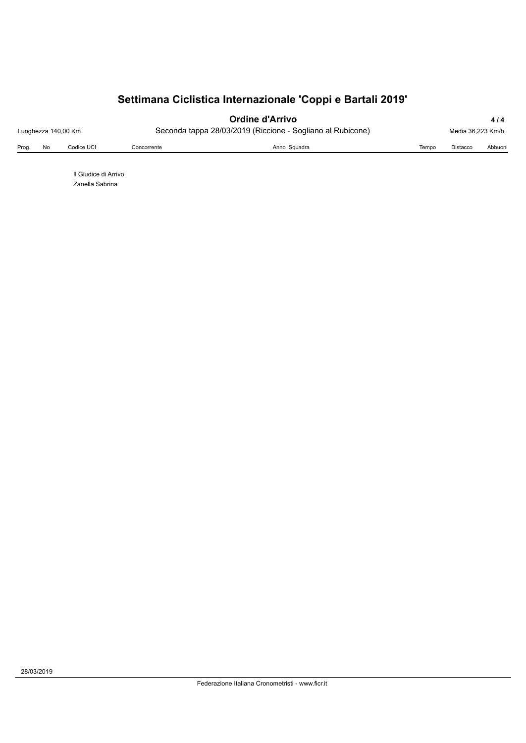# Settimana Ciclistica Internazionale 'Coppi e Bartali 2019'

## Ordine d'Arrivo

Lunghezza 140,00 Km — Seconda tappa 28/03/2019 (Riccione - Sogliano al Rubicone) — Media 36,223 Km/h

| Prog. | No | Codice UCI | Concorrente | Anno | Squadra | Tempo | Distacco | Abbuoni |
|---|---|---|---|---|---|---|---|---|

Il Giudice di Arrivo
Zanella Sabrina

28/03/2019